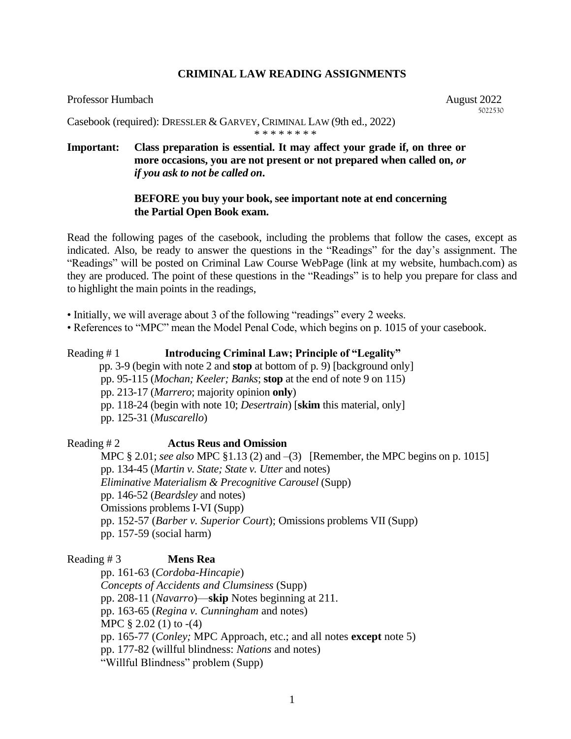# CRIMINAL LAW READING ASSIGNMENTS

Professor Humbach August 2022

5022530

Casebook (required): DRESSLER & GARVEY, CRIMINAL LAW (9th ed., 2022)

\* \* \* \* \* \* \* \*

**Important: Class preparation is essential. It may affect your grade if, on three or more occasions, you are not present or not prepared when called on, *or if you ask to not be called on*.**

**BEFORE you buy your book, see important note at end concerning the Partial Open Book exam.**

Read the following pages of the casebook, including the problems that follow the cases, except as indicated. Also, be ready to answer the questions in the "Readings" for the day's assignment. The "Readings" will be posted on Criminal Law Course WebPage (link at my website, humbach.com) as they are produced. The point of these questions in the "Readings" is to help you prepare for class and to highlight the main points in the readings,

- Initially, we will average about 3 of the following "readings" every 2 weeks.
- References to "MPC" mean the Model Penal Code, which begins on p. 1015 of your casebook.

Reading # 1 **Introducing Criminal Law; Principle of "Legality"**

pp. 3-9 (begin with note 2 and **stop** at bottom of p. 9) [background only]
pp. 95-115 (*Mochan; Keeler; Banks*; **stop** at the end of note 9 on 115)
pp. 213-17 (*Marrero*; majority opinion **only**)
pp. 118-24 (begin with note 10; *Desertrain*) [**skim** this material, only]
pp. 125-31 (*Muscarello*)

Reading # 2 **Actus Reus and Omission**

MPC § 2.01; *see also* MPC §1.13 (2) and –(3) [Remember, the MPC begins on p. 1015]
pp. 134-45 (*Martin v. State; State v. Utter* and notes)
*Eliminative Materialism & Precognitive Carousel* (Supp)
pp. 146-52 (*Beardsley* and notes)
Omissions problems I-VI (Supp)
pp. 152-57 (*Barber v. Superior Court*); Omissions problems VII (Supp)
pp. 157-59 (social harm)

Reading # 3 **Mens Rea**

pp. 161-63 (*Cordoba-Hincapie*)
*Concepts of Accidents and Clumsiness* (Supp)
pp. 208-11 (*Navarro*)—**skip** Notes beginning at 211.
pp. 163-65 (*Regina v. Cunningham* and notes)
MPC § 2.02 (1) to -(4)
pp. 165-77 (*Conley;* MPC Approach, etc.; and all notes **except** note 5)
pp. 177-82 (willful blindness: *Nations* and notes)
"Willful Blindness" problem (Supp)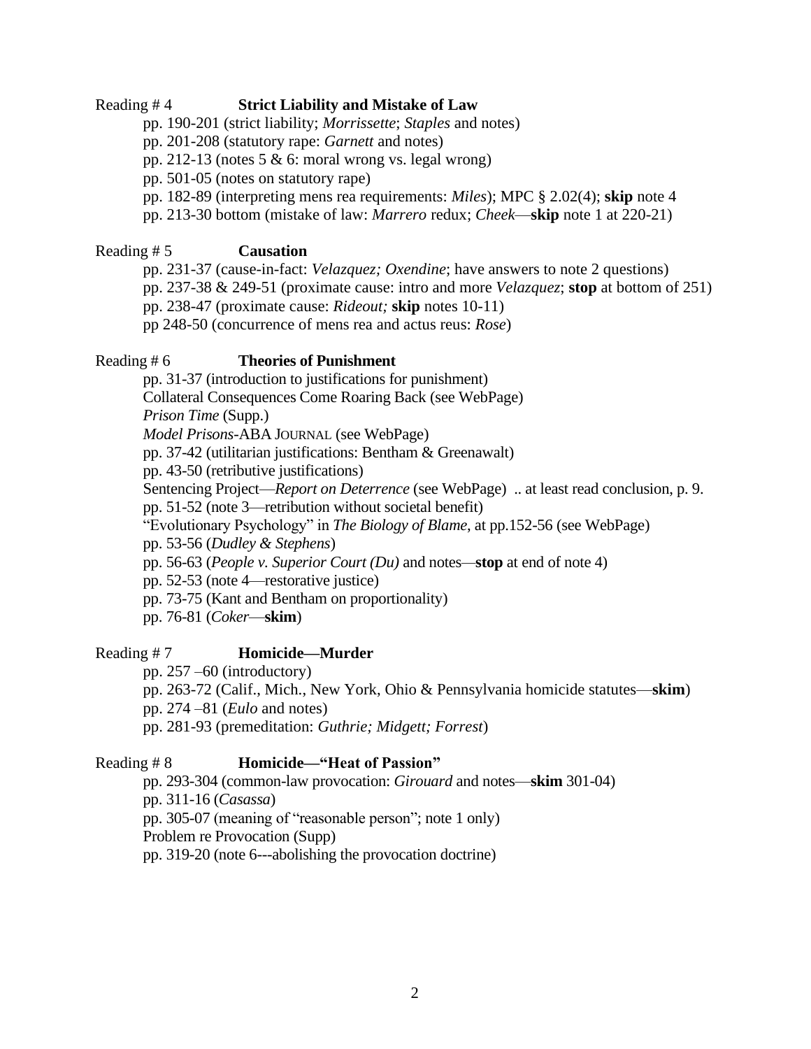## Reading # 4 **Strict Liability and Mistake of Law**

pp. 190-201 (strict liability; *Morrissette*; *Staples* and notes)
pp. 201-208 (statutory rape: *Garnett* and notes)
pp. 212-13 (notes 5 & 6: moral wrong vs. legal wrong)
pp. 501-05 (notes on statutory rape)
pp. 182-89 (interpreting mens rea requirements: *Miles*); MPC § 2.02(4); **skip** note 4
pp. 213-30 bottom (mistake of law: *Marrero* redux; *Cheek*—**skip** note 1 at 220-21)

## Reading # 5 **Causation**

pp. 231-37 (cause-in-fact: *Velazquez; Oxendine*; have answers to note 2 questions)
pp. 237-38 & 249-51 (proximate cause: intro and more *Velazquez*; **stop** at bottom of 251)
pp. 238-47 (proximate cause: *Rideout;* **skip** notes 10-11)
pp 248-50 (concurrence of mens rea and actus reus: *Rose*)

## Reading # 6 **Theories of Punishment**

pp. 31-37 (introduction to justifications for punishment)
Collateral Consequences Come Roaring Back (see WebPage)
*Prison Time* (Supp.)
*Model Prisons*-ABA JOURNAL (see WebPage)
pp. 37-42 (utilitarian justifications: Bentham & Greenawalt)
pp. 43-50 (retributive justifications)
Sentencing Project—*Report on Deterrence* (see WebPage) .. at least read conclusion, p. 9.
pp. 51-52 (note 3—retribution without societal benefit)
"Evolutionary Psychology" in *The Biology of Blame*, at pp.152-56 (see WebPage)
pp. 53-56 (*Dudley & Stephens*)
pp. 56-63 (*People v. Superior Court (Du)* and notes—**stop** at end of note 4)
pp. 52-53 (note 4—restorative justice)
pp. 73-75 (Kant and Bentham on proportionality)
pp. 76-81 (*Coker*—**skim**)

## Reading # 7 **Homicide—Murder**

pp. 257 –60 (introductory)
pp. 263-72 (Calif., Mich., New York, Ohio & Pennsylvania homicide statutes—**skim**)
pp. 274 –81 (*Eulo* and notes)
pp. 281-93 (premeditation: *Guthrie; Midgett; Forrest*)

## Reading # 8 **Homicide—"Heat of Passion"**

pp. 293-304 (common-law provocation: *Girouard* and notes—**skim** 301-04)
pp. 311-16 (*Casassa*)
pp. 305-07 (meaning of "reasonable person"; note 1 only)
Problem re Provocation (Supp)
pp. 319-20 (note 6---abolishing the provocation doctrine)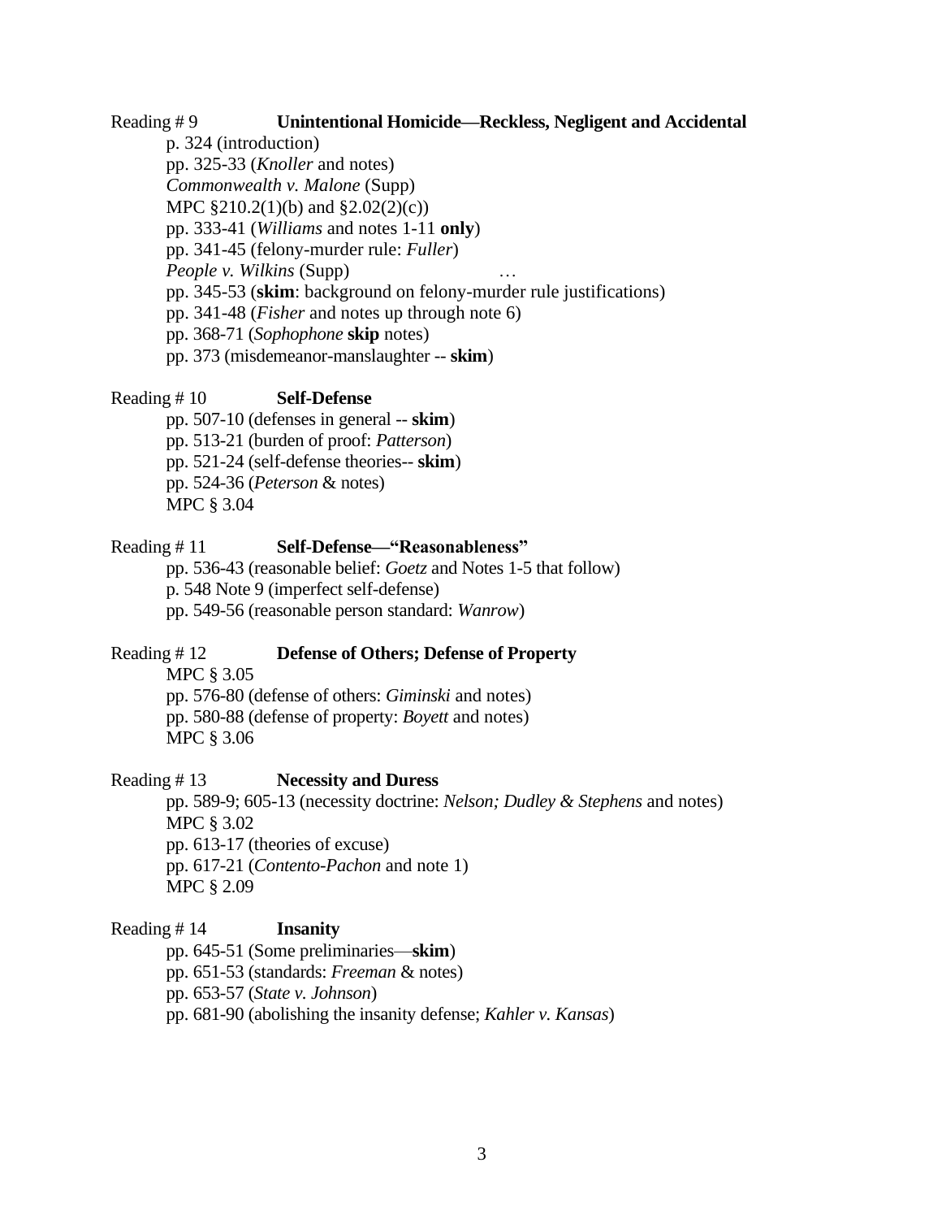Reading # 9 **Unintentional Homicide—Reckless, Negligent and Accidental**

- p. 324 (introduction)
- pp. 325-33 (*Knoller* and notes)
- *Commonwealth v. Malone* (Supp)
- MPC §210.2(1)(b) and §2.02(2)(c))
- pp. 333-41 (*Williams* and notes 1-11 **only**)
- pp. 341-45 (felony-murder rule: *Fuller*)
- *People v. Wilkins* (Supp) …
- pp. 345-53 (**skim**: background on felony-murder rule justifications)
- pp. 341-48 (*Fisher* and notes up through note 6)
- pp. 368-71 (*Sophophone* **skip** notes)
- pp. 373 (misdemeanor-manslaughter -- **skim**)

Reading # 10 **Self-Defense**

- pp. 507-10 (defenses in general -- **skim**)
- pp. 513-21 (burden of proof: *Patterson*)
- pp. 521-24 (self-defense theories-- **skim**)
- pp. 524-36 (*Peterson* & notes)
- MPC § 3.04

Reading # 11 **Self-Defense—"Reasonableness"**

- pp. 536-43 (reasonable belief: *Goetz* and Notes 1-5 that follow)
- p. 548 Note 9 (imperfect self-defense)
- pp. 549-56 (reasonable person standard: *Wanrow*)

Reading # 12 **Defense of Others; Defense of Property**

- MPC § 3.05
- pp. 576-80 (defense of others: *Giminski* and notes)
- pp. 580-88 (defense of property: *Boyett* and notes)
- MPC § 3.06

Reading # 13 **Necessity and Duress**

- pp. 589-9; 605-13 (necessity doctrine: *Nelson; Dudley & Stephens* and notes)
- MPC § 3.02
- pp. 613-17 (theories of excuse)
- pp. 617-21 (*Contento-Pachon* and note 1)
- MPC § 2.09

Reading # 14 **Insanity**

- pp. 645-51 (Some preliminaries—**skim**)
- pp. 651-53 (standards: *Freeman* & notes)
- pp. 653-57 (*State v. Johnson*)
- pp. 681-90 (abolishing the insanity defense; *Kahler v. Kansas*)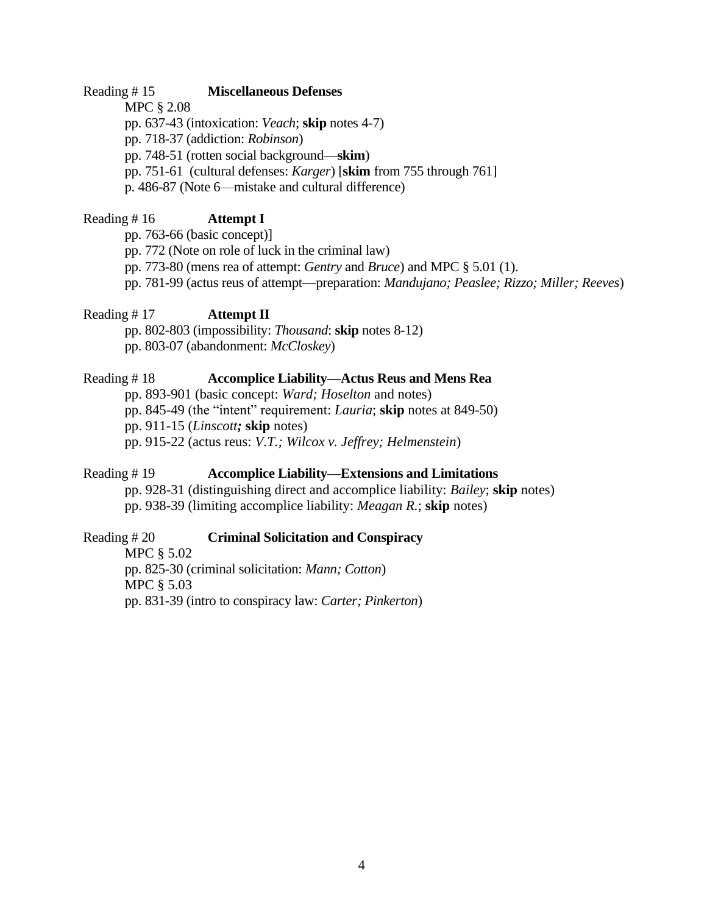Reading # 15 **Miscellaneous Defenses**

MPC § 2.08

pp. 637-43 (intoxication: *Veach*; **skip** notes 4-7)

pp. 718-37 (addiction: *Robinson*)

pp. 748-51 (rotten social background—**skim**)

pp. 751-61 (cultural defenses: *Karger*) [**skim** from 755 through 761]

p. 486-87 (Note 6—mistake and cultural difference)

Reading # 16 **Attempt I**

pp. 763-66 (basic concept)]

pp. 772 (Note on role of luck in the criminal law)

pp. 773-80 (mens rea of attempt: *Gentry* and *Bruce*) and MPC § 5.01 (1).

pp. 781-99 (actus reus of attempt—preparation: *Mandujano; Peaslee; Rizzo; Miller; Reeves*)

Reading # 17 **Attempt II**

pp. 802-803 (impossibility: *Thousand*: **skip** notes 8-12)

pp. 803-07 (abandonment: *McCloskey*)

Reading # 18 **Accomplice Liability—Actus Reus and Mens Rea**

pp. 893-901 (basic concept: *Ward; Hoselton* and notes)

pp. 845-49 (the "intent" requirement: *Lauria*; **skip** notes at 849-50)

pp. 911-15 (*Linscott**;*** **skip** notes)

pp. 915-22 (actus reus: *V.T.; Wilcox v. Jeffrey; Helmenstein*)

Reading # 19 **Accomplice Liability—Extensions and Limitations**

pp. 928-31 (distinguishing direct and accomplice liability: *Bailey*; **skip** notes)

pp. 938-39 (limiting accomplice liability: *Meagan R.*; **skip** notes)

Reading # 20 **Criminal Solicitation and Conspiracy**

MPC § 5.02

pp. 825-30 (criminal solicitation: *Mann; Cotton*)

MPC § 5.03

pp. 831-39 (intro to conspiracy law: *Carter; Pinkerton*)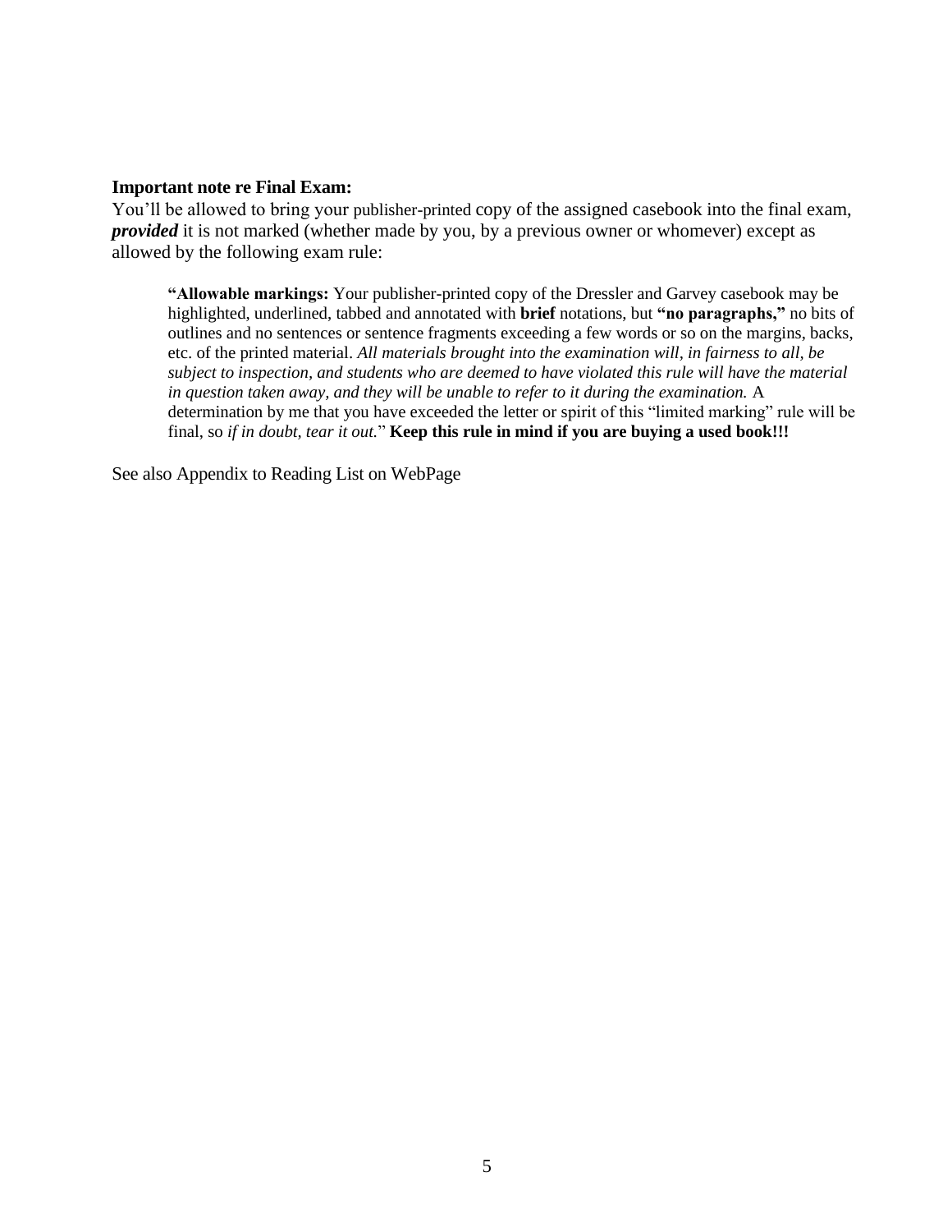**Important note re Final Exam:**

You'll be allowed to bring your publisher-printed copy of the assigned casebook into the final exam, ***provided*** it is not marked (whether made by you, by a previous owner or whomever) except as allowed by the following exam rule:

> **"Allowable markings:** Your publisher-printed copy of the Dressler and Garvey casebook may be highlighted, underlined, tabbed and annotated with **brief** notations, but **"no paragraphs,"** no bits of outlines and no sentences or sentence fragments exceeding a few words or so on the margins, backs, etc. of the printed material. *All materials brought into the examination will, in fairness to all, be subject to inspection, and students who are deemed to have violated this rule will have the material in question taken away, and they will be unable to refer to it during the examination.* A determination by me that you have exceeded the letter or spirit of this "limited marking" rule will be final, so *if in doubt, tear it out.*" **Keep this rule in mind if you are buying a used book!!!**

See also Appendix to Reading List on WebPage